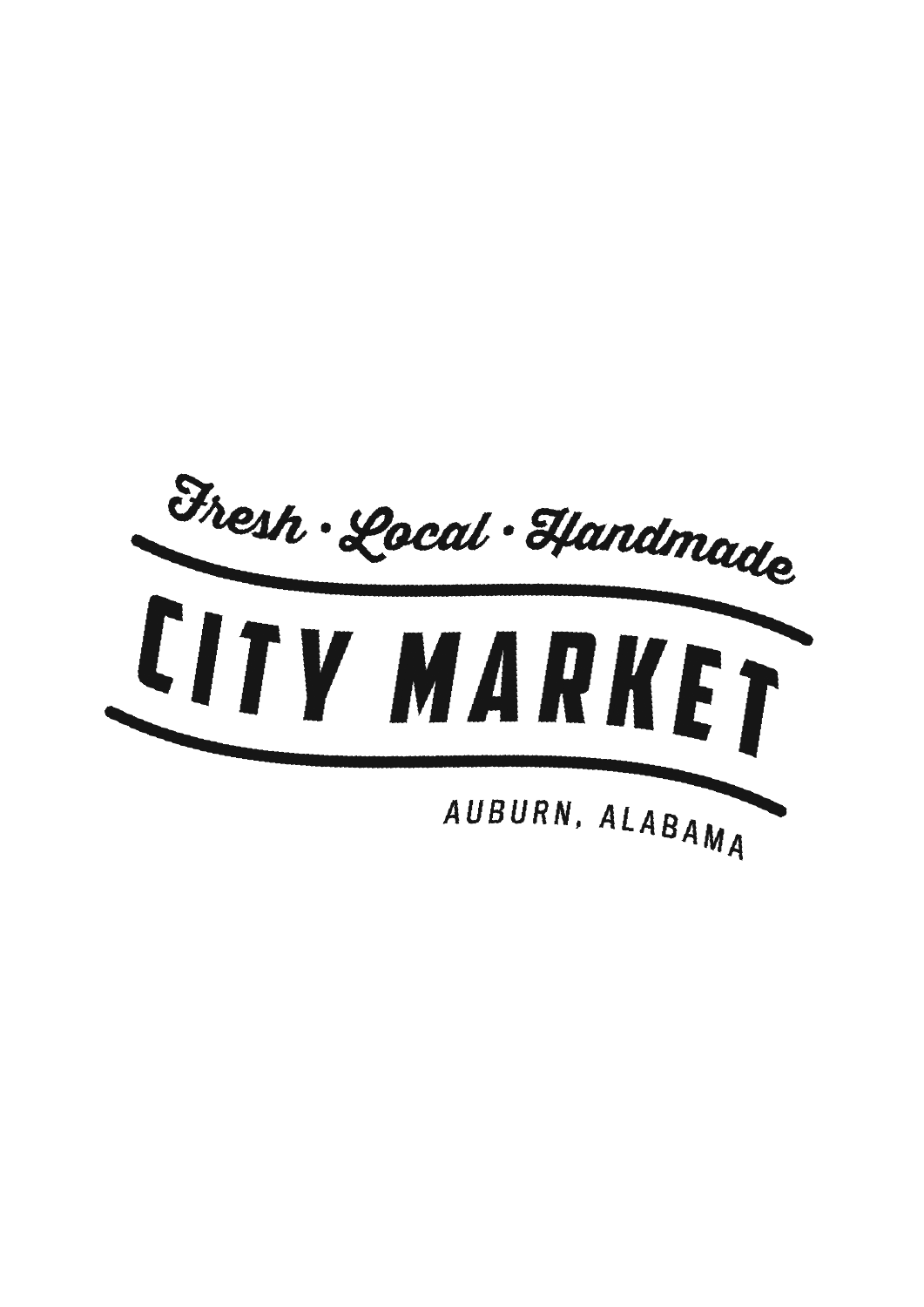*Fresh • Local • Handmade*

# CITY MARKET

AUBURN, ALABAMA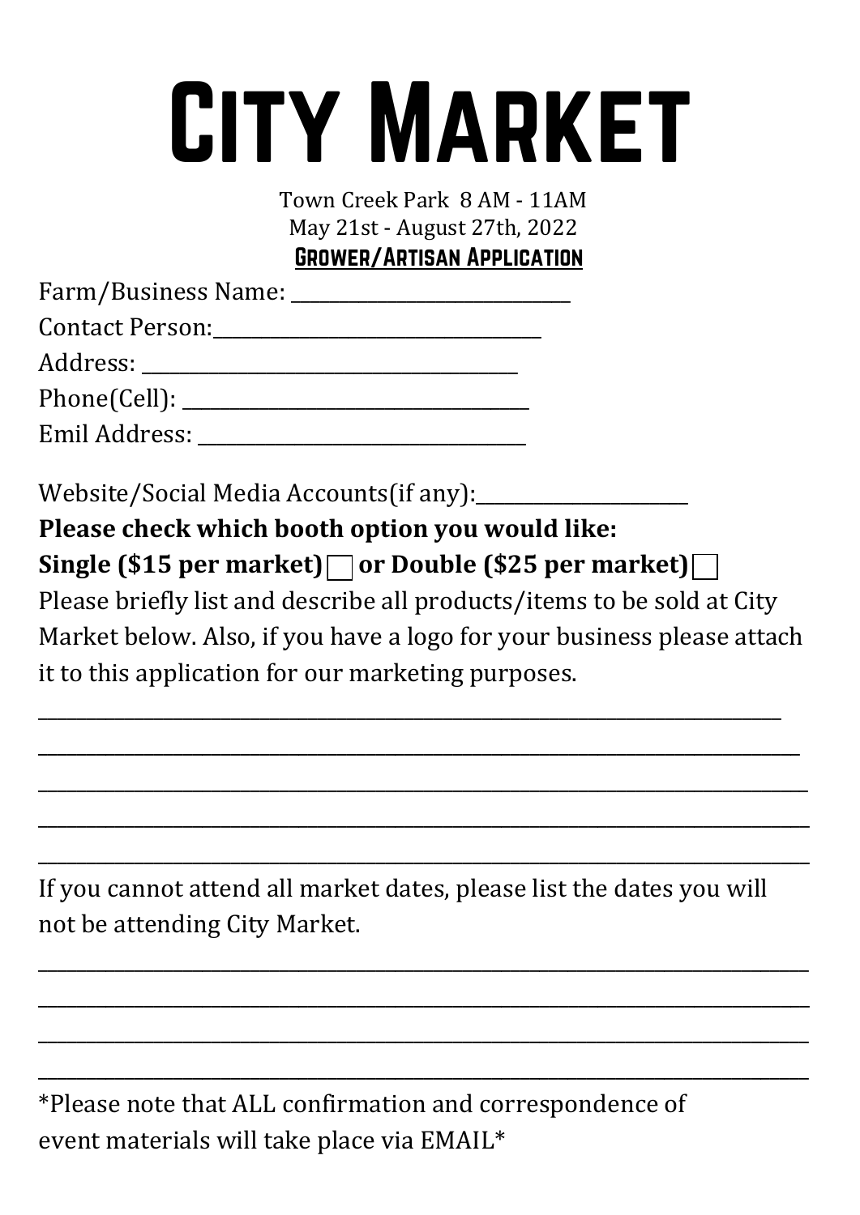# City Market

Town Creek Park 8 AM - 11AM
May 21st - August 27th, 2022

**Grower/Artisan Application**

Farm/Business Name: ___________________________

Contact Person:________________________________

Address: ____________________________________

Phone(Cell): _________________________________

Emil Address: ________________________________

Website/Social Media Accounts(if any):____________________

**Please check which booth option you would like:**

**Single ($15 per market) ☐ or Double ($25 per market) ☐**

Please briefly list and describe all products/items to be sold at City Market below. Also, if you have a logo for your business please attach it to this application for our marketing purposes.

___________________________________________________________________________

___________________________________________________________________________

___________________________________________________________________________

___________________________________________________________________________

___________________________________________________________________________

If you cannot attend all market dates, please list the dates you will not be attending City Market.

___________________________________________________________________________

___________________________________________________________________________

___________________________________________________________________________

___________________________________________________________________________

*Please note that ALL confirmation and correspondence of event materials will take place via EMAIL*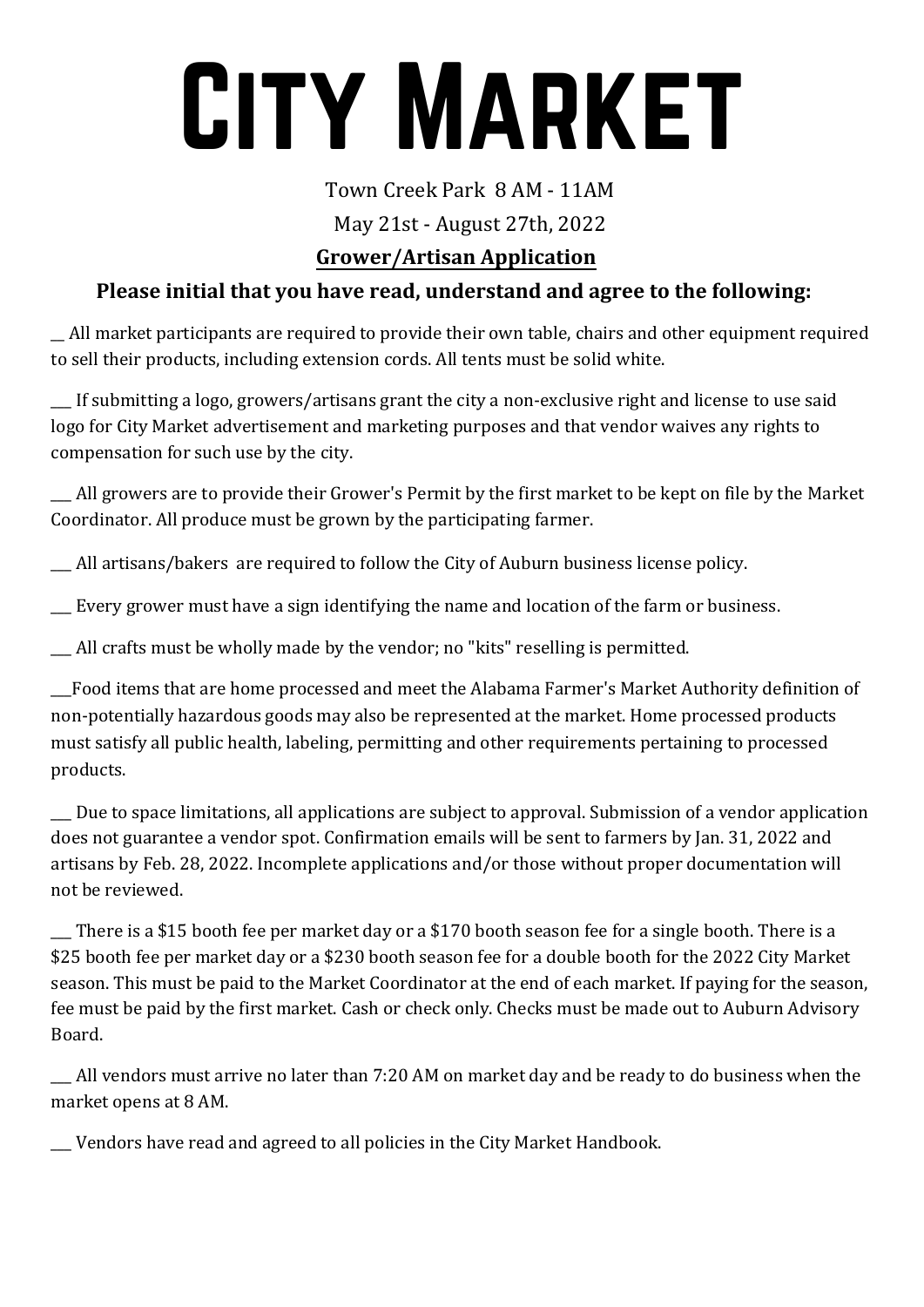# City Market

Town Creek Park 8 AM - 11AM

May 21st - August 27th, 2022

**Grower/Artisan Application**

**Please initial that you have read, understand and agree to the following:**

__ All market participants are required to provide their own table, chairs and other equipment required to sell their products, including extension cords. All tents must be solid white.

___ If submitting a logo, growers/artisans grant the city a non-exclusive right and license to use said logo for City Market advertisement and marketing purposes and that vendor waives any rights to compensation for such use by the city.

___ All growers are to provide their Grower's Permit by the first market to be kept on file by the Market Coordinator. All produce must be grown by the participating farmer.

___ All artisans/bakers are required to follow the City of Auburn business license policy.

___ Every grower must have a sign identifying the name and location of the farm or business.

___ All crafts must be wholly made by the vendor; no "kits" reselling is permitted.

___Food items that are home processed and meet the Alabama Farmer's Market Authority definition of non-potentially hazardous goods may also be represented at the market. Home processed products must satisfy all public health, labeling, permitting and other requirements pertaining to processed products.

___ Due to space limitations, all applications are subject to approval. Submission of a vendor application does not guarantee a vendor spot. Confirmation emails will be sent to farmers by Jan. 31, 2022 and artisans by Feb. 28, 2022. Incomplete applications and/or those without proper documentation will not be reviewed.

___ There is a $15 booth fee per market day or a $170 booth season fee for a single booth. There is a $25 booth fee per market day or a $230 booth season fee for a double booth for the 2022 City Market season. This must be paid to the Market Coordinator at the end of each market. If paying for the season, fee must be paid by the first market. Cash or check only. Checks must be made out to Auburn Advisory Board.

___ All vendors must arrive no later than 7:20 AM on market day and be ready to do business when the market opens at 8 AM.

___ Vendors have read and agreed to all policies in the City Market Handbook.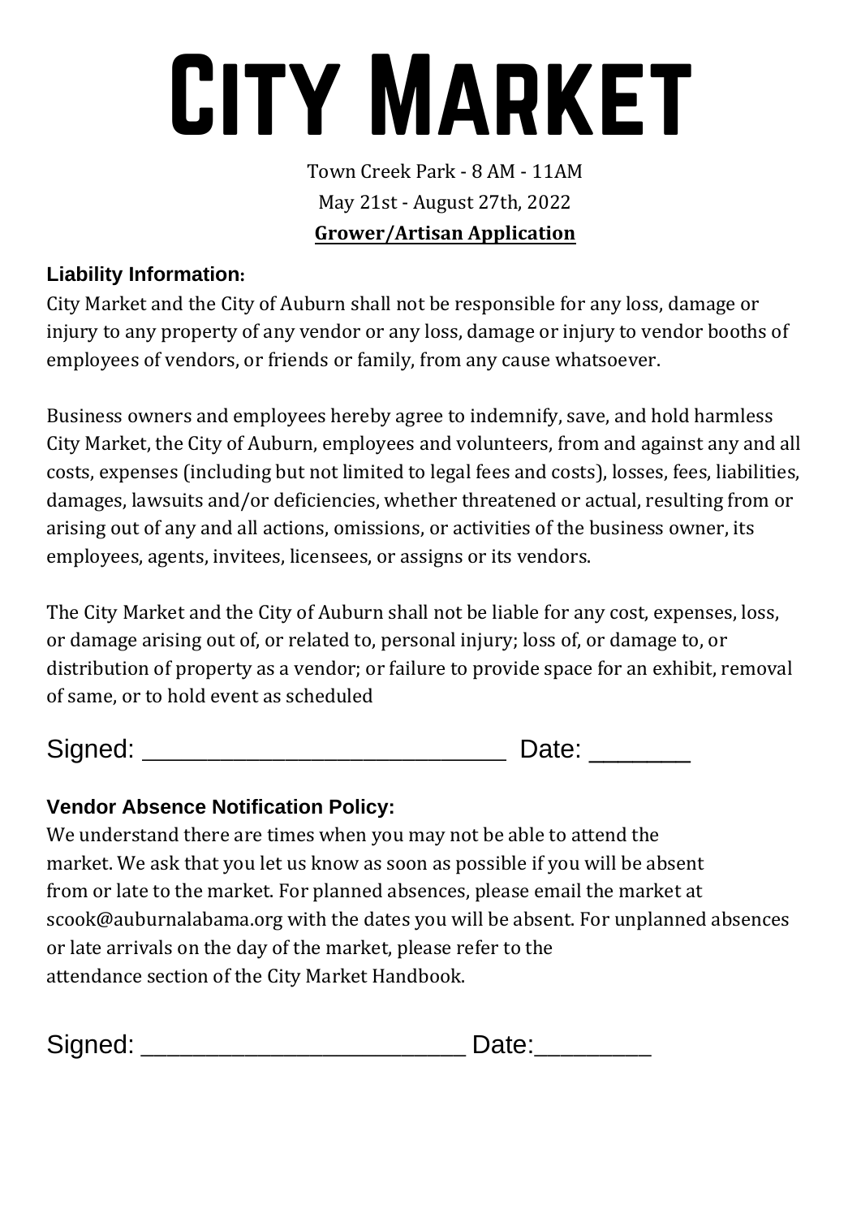# City Market

Town Creek Park - 8 AM - 11AM

May 21st - August 27th, 2022

**Grower/Artisan Application**

### Liability Information:

City Market and the City of Auburn shall not be responsible for any loss, damage or injury to any property of any vendor or any loss, damage or injury to vendor booths of employees of vendors, or friends or family, from any cause whatsoever.

Business owners and employees hereby agree to indemnify, save, and hold harmless City Market, the City of Auburn, employees and volunteers, from and against any and all costs, expenses (including but not limited to legal fees and costs), losses, fees, liabilities, damages, lawsuits and/or deficiencies, whether threatened or actual, resulting from or arising out of any and all actions, omissions, or activities of the business owner, its employees, agents, invitees, licensees, or assigns or its vendors.

The City Market and the City of Auburn shall not be liable for any cost, expenses, loss, or damage arising out of, or related to, personal injury; loss of, or damage to, or distribution of property as a vendor; or failure to provide space for an exhibit, removal of same, or to hold event as scheduled

Signed: ____________________________ Date: _______

### Vendor Absence Notification Policy:

We understand there are times when you may not be able to attend the market. We ask that you let us know as soon as possible if you will be absent from or late to the market. For planned absences, please email the market at scook@auburnalabama.org with the dates you will be absent. For unplanned absences or late arrivals on the day of the market, please refer to the attendance section of the City Market Handbook.

Signed: _________________________ Date:________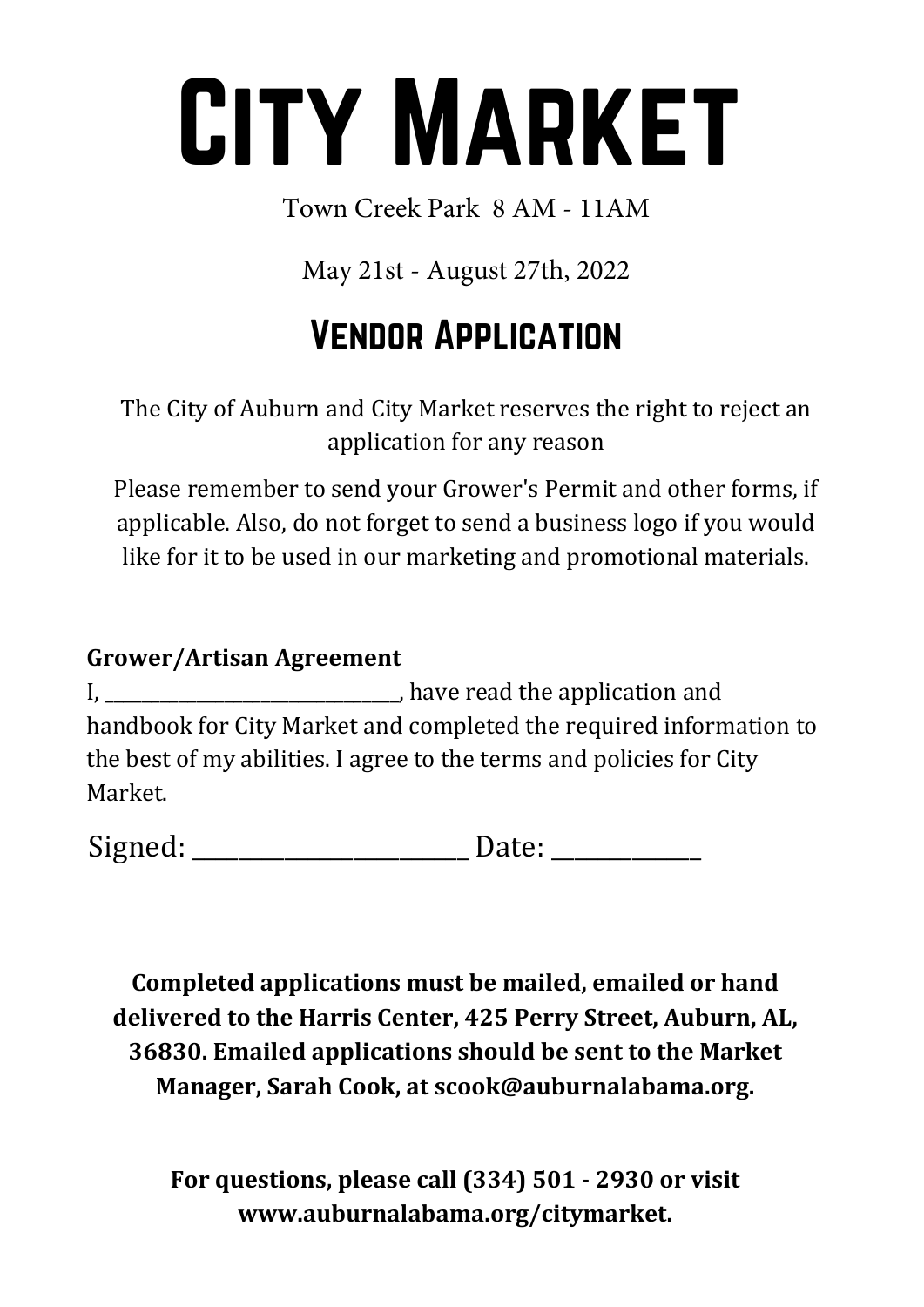# City Market

Town Creek Park 8 AM - 11AM

May 21st - August 27th, 2022

## Vendor Application

The City of Auburn and City Market reserves the right to reject an application for any reason

Please remember to send your Grower's Permit and other forms, if applicable. Also, do not forget to send a business logo if you would like for it to be used in our marketing and promotional materials.

**Grower/Artisan Agreement**

I, ______________________________, have read the application and handbook for City Market and completed the required information to the best of my abilities. I agree to the terms and policies for City Market.

Signed: ________________________ Date: ____________

**Completed applications must be mailed, emailed or hand delivered to the Harris Center, 425 Perry Street, Auburn, AL, 36830. Emailed applications should be sent to the Market Manager, Sarah Cook, at scook@auburnalabama.org.**

**For questions, please call (334) 501 - 2930 or visit www.auburnalabama.org/citymarket.**